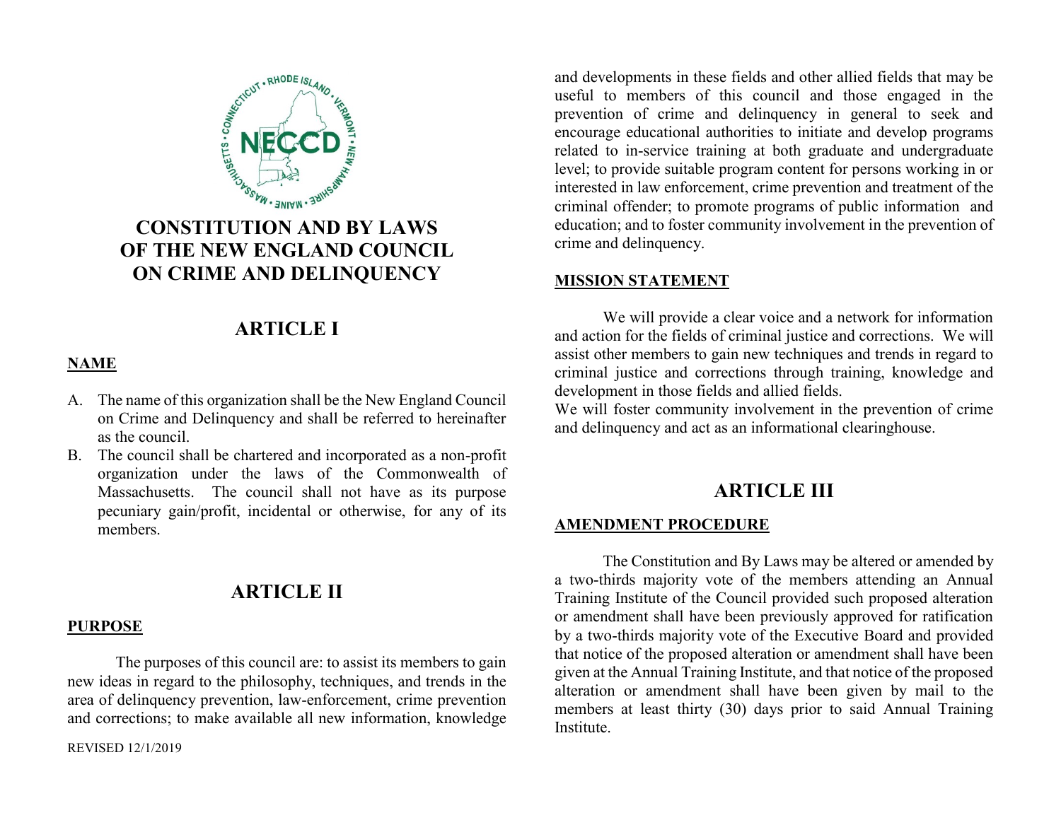# CONSTITUTION AND BY LAWS OF THE NEW ENGLAND COUNCIL ON CRIME AND DELINQUENCY

## ARTICLE I

**NAME**

A. The name of this organization shall be the New England Council on Crime and Delinquency and shall be referred to hereinafter as the council.
B. The council shall be chartered and incorporated as a non-profit organization under the laws of the Commonwealth of Massachusetts. The council shall not have as its purpose pecuniary gain/profit, incidental or otherwise, for any of its members.

## ARTICLE II

**PURPOSE**

The purposes of this council are: to assist its members to gain new ideas in regard to the philosophy, techniques, and trends in the area of delinquency prevention, law-enforcement, crime prevention and corrections; to make available all new information, knowledge and developments in these fields and other allied fields that may be useful to members of this council and those engaged in the prevention of crime and delinquency in general to seek and encourage educational authorities to initiate and develop programs related to in-service training at both graduate and undergraduate level; to provide suitable program content for persons working in or interested in law enforcement, crime prevention and treatment of the criminal offender; to promote programs of public information and education; and to foster community involvement in the prevention of crime and delinquency.

**MISSION STATEMENT**

We will provide a clear voice and a network for information and action for the fields of criminal justice and corrections. We will assist other members to gain new techniques and trends in regard to criminal justice and corrections through training, knowledge and development in those fields and allied fields.
We will foster community involvement in the prevention of crime and delinquency and act as an informational clearinghouse.

## ARTICLE III

**AMENDMENT PROCEDURE**

The Constitution and By Laws may be altered or amended by a two-thirds majority vote of the members attending an Annual Training Institute of the Council provided such proposed alteration or amendment shall have been previously approved for ratification by a two-thirds majority vote of the Executive Board and provided that notice of the proposed alteration or amendment shall have been given at the Annual Training Institute, and that notice of the proposed alteration or amendment shall have been given by mail to the members at least thirty (30) days prior to said Annual Training Institute.

REVISED 12/1/2019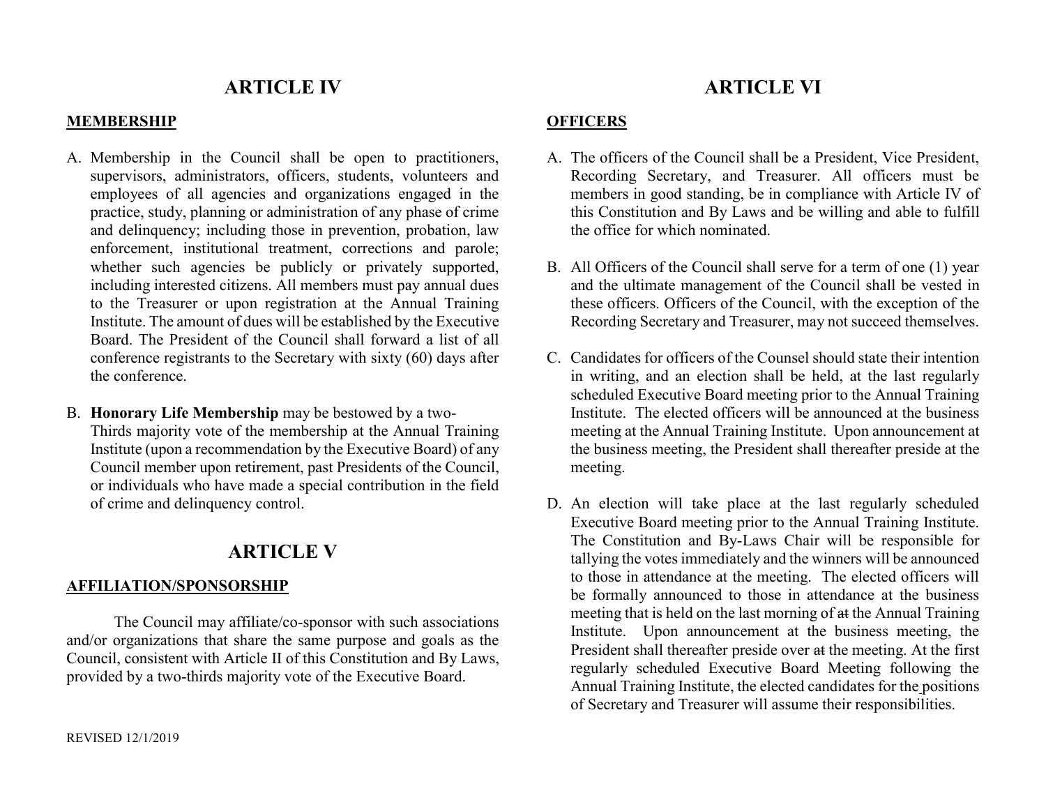# ARTICLE IV

**MEMBERSHIP**

A. Membership in the Council shall be open to practitioners, supervisors, administrators, officers, students, volunteers and employees of all agencies and organizations engaged in the practice, study, planning or administration of any phase of crime and delinquency; including those in prevention, probation, law enforcement, institutional treatment, corrections and parole; whether such agencies be publicly or privately supported, including interested citizens. All members must pay annual dues to the Treasurer or upon registration at the Annual Training Institute. The amount of dues will be established by the Executive Board. The President of the Council shall forward a list of all conference registrants to the Secretary with sixty (60) days after the conference.

B. **Honorary Life Membership** may be bestowed by a two-Thirds majority vote of the membership at the Annual Training Institute (upon a recommendation by the Executive Board) of any Council member upon retirement, past Presidents of the Council, or individuals who have made a special contribution in the field of crime and delinquency control.

# ARTICLE V

**AFFILIATION/SPONSORSHIP**

The Council may affiliate/co-sponsor with such associations and/or organizations that share the same purpose and goals as the Council, consistent with Article II of this Constitution and By Laws, provided by a two-thirds majority vote of the Executive Board.

REVISED 12/1/2019

# ARTICLE VI

**OFFICERS**

A. The officers of the Council shall be a President, Vice President, Recording Secretary, and Treasurer. All officers must be members in good standing, be in compliance with Article IV of this Constitution and By Laws and be willing and able to fulfill the office for which nominated.

B. All Officers of the Council shall serve for a term of one (1) year and the ultimate management of the Council shall be vested in these officers. Officers of the Council, with the exception of the Recording Secretary and Treasurer, may not succeed themselves.

C. Candidates for officers of the Counsel should state their intention in writing, and an election shall be held, at the last regularly scheduled Executive Board meeting prior to the Annual Training Institute. The elected officers will be announced at the business meeting at the Annual Training Institute. Upon announcement at the business meeting, the President shall thereafter preside at the meeting.

D. An election will take place at the last regularly scheduled Executive Board meeting prior to the Annual Training Institute. The Constitution and By-Laws Chair will be responsible for tallying the votes immediately and the winners will be announced to those in attendance at the meeting. The elected officers will be formally announced to those in attendance at the business meeting that is held on the last morning of ~~at~~ the Annual Training Institute. Upon announcement at the business meeting, the President shall thereafter preside over ~~at~~ the meeting. At the first regularly scheduled Executive Board Meeting following the Annual Training Institute, the elected candidates for the positions of Secretary and Treasurer will assume their responsibilities.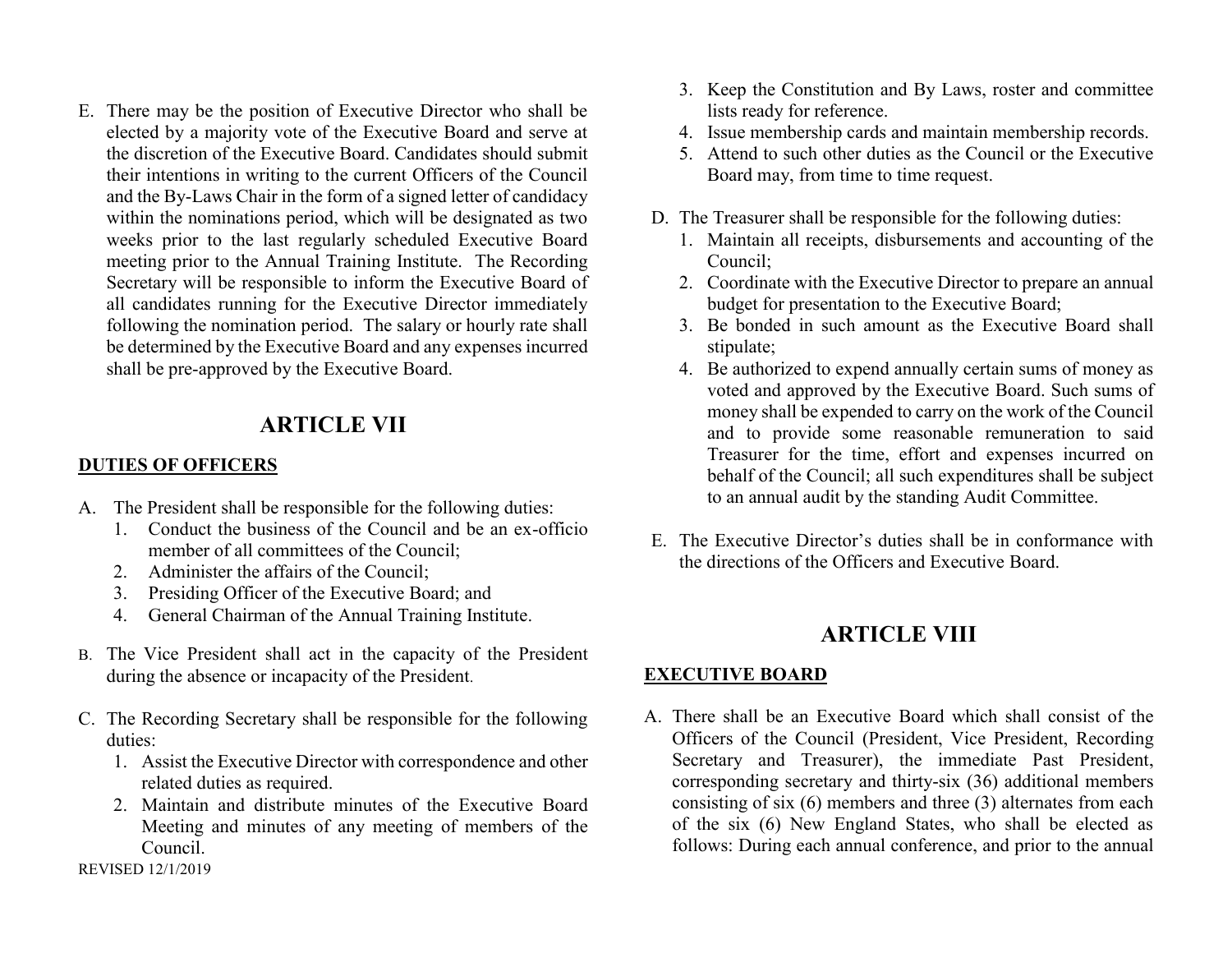E. There may be the position of Executive Director who shall be elected by a majority vote of the Executive Board and serve at the discretion of the Executive Board. Candidates should submit their intentions in writing to the current Officers of the Council and the By-Laws Chair in the form of a signed letter of candidacy within the nominations period, which will be designated as two weeks prior to the last regularly scheduled Executive Board meeting prior to the Annual Training Institute. The Recording Secretary will be responsible to inform the Executive Board of all candidates running for the Executive Director immediately following the nomination period. The salary or hourly rate shall be determined by the Executive Board and any expenses incurred shall be pre-approved by the Executive Board.

# ARTICLE VII

**DUTIES OF OFFICERS**

A. The President shall be responsible for the following duties:
   1. Conduct the business of the Council and be an ex-officio member of all committees of the Council;
   2. Administer the affairs of the Council;
   3. Presiding Officer of the Executive Board; and
   4. General Chairman of the Annual Training Institute.

B. The Vice President shall act in the capacity of the President during the absence or incapacity of the President.

C. The Recording Secretary shall be responsible for the following duties:
   1. Assist the Executive Director with correspondence and other related duties as required.
   2. Maintain and distribute minutes of the Executive Board Meeting and minutes of any meeting of members of the Council.
   3. Keep the Constitution and By Laws, roster and committee lists ready for reference.
   4. Issue membership cards and maintain membership records.
   5. Attend to such other duties as the Council or the Executive Board may, from time to time request.

D. The Treasurer shall be responsible for the following duties:
   1. Maintain all receipts, disbursements and accounting of the Council;
   2. Coordinate with the Executive Director to prepare an annual budget for presentation to the Executive Board;
   3. Be bonded in such amount as the Executive Board shall stipulate;
   4. Be authorized to expend annually certain sums of money as voted and approved by the Executive Board. Such sums of money shall be expended to carry on the work of the Council and to provide some reasonable remuneration to said Treasurer for the time, effort and expenses incurred on behalf of the Council; all such expenditures shall be subject to an annual audit by the standing Audit Committee.

E. The Executive Director's duties shall be in conformance with the directions of the Officers and Executive Board.

# ARTICLE VIII

**EXECUTIVE BOARD**

A. There shall be an Executive Board which shall consist of the Officers of the Council (President, Vice President, Recording Secretary and Treasurer), the immediate Past President, corresponding secretary and thirty-six (36) additional members consisting of six (6) members and three (3) alternates from each of the six (6) New England States, who shall be elected as follows: During each annual conference, and prior to the annual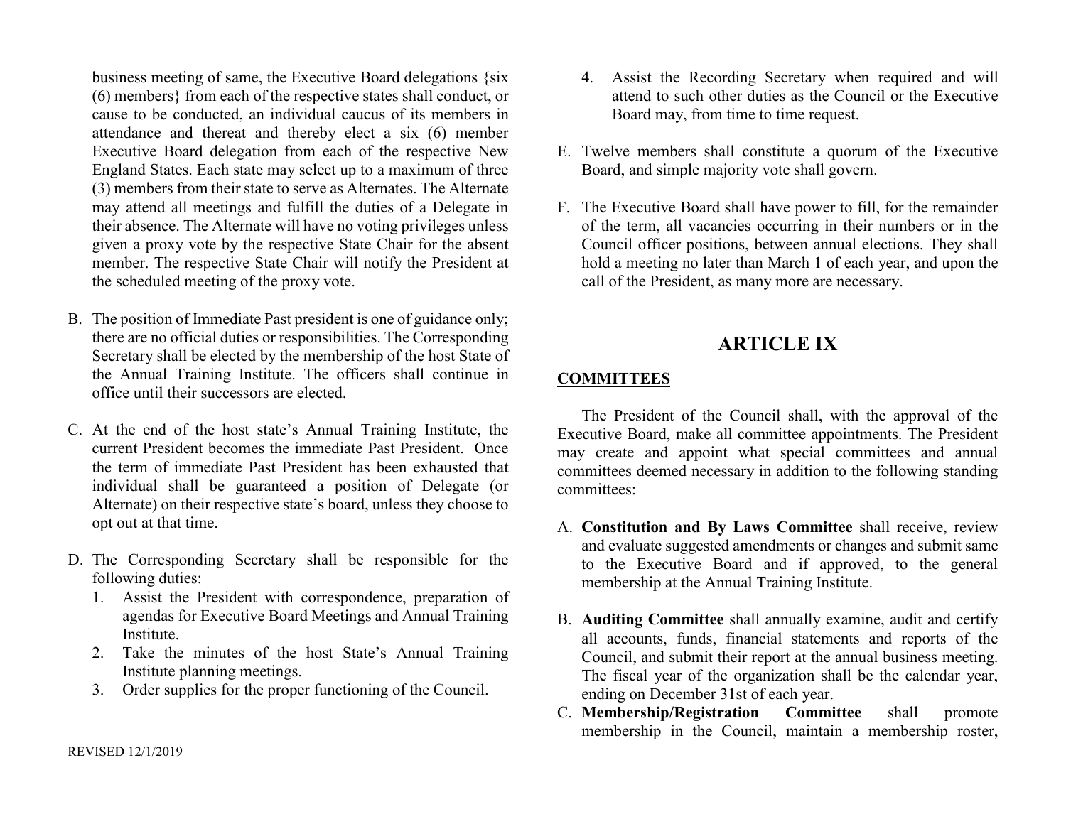business meeting of same, the Executive Board delegations {six (6) members} from each of the respective states shall conduct, or cause to be conducted, an individual caucus of its members in attendance and thereat and thereby elect a six (6) member Executive Board delegation from each of the respective New England States. Each state may select up to a maximum of three (3) members from their state to serve as Alternates. The Alternate may attend all meetings and fulfill the duties of a Delegate in their absence. The Alternate will have no voting privileges unless given a proxy vote by the respective State Chair for the absent member. The respective State Chair will notify the President at the scheduled meeting of the proxy vote.

B. The position of Immediate Past president is one of guidance only; there are no official duties or responsibilities. The Corresponding Secretary shall be elected by the membership of the host State of the Annual Training Institute. The officers shall continue in office until their successors are elected.

C. At the end of the host state's Annual Training Institute, the current President becomes the immediate Past President. Once the term of immediate Past President has been exhausted that individual shall be guaranteed a position of Delegate (or Alternate) on their respective state's board, unless they choose to opt out at that time.

D. The Corresponding Secretary shall be responsible for the following duties:
   1. Assist the President with correspondence, preparation of agendas for Executive Board Meetings and Annual Training Institute.
   2. Take the minutes of the host State's Annual Training Institute planning meetings.
   3. Order supplies for the proper functioning of the Council.
   4. Assist the Recording Secretary when required and will attend to such other duties as the Council or the Executive Board may, from time to time request.

E. Twelve members shall constitute a quorum of the Executive Board, and simple majority vote shall govern.

F. The Executive Board shall have power to fill, for the remainder of the term, all vacancies occurring in their numbers or in the Council officer positions, between annual elections. They shall hold a meeting no later than March 1 of each year, and upon the call of the President, as many more are necessary.

# ARTICLE IX

**COMMITTEES**

The President of the Council shall, with the approval of the Executive Board, make all committee appointments. The President may create and appoint what special committees and annual committees deemed necessary in addition to the following standing committees:

A. **Constitution and By Laws Committee** shall receive, review and evaluate suggested amendments or changes and submit same to the Executive Board and if approved, to the general membership at the Annual Training Institute.

B. **Auditing Committee** shall annually examine, audit and certify all accounts, funds, financial statements and reports of the Council, and submit their report at the annual business meeting. The fiscal year of the organization shall be the calendar year, ending on December 31st of each year.

C. **Membership/Registration Committee** shall promote membership in the Council, maintain a membership roster,

REVISED 12/1/2019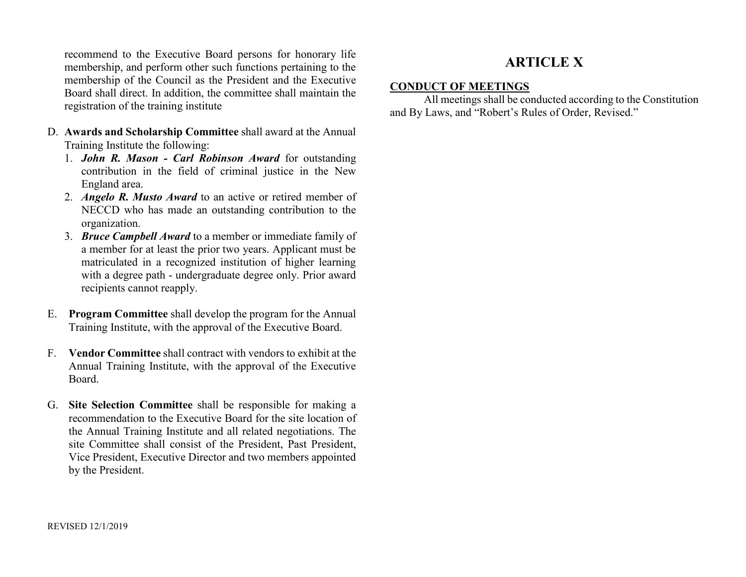recommend to the Executive Board persons for honorary life membership, and perform other such functions pertaining to the membership of the Council as the President and the Executive Board shall direct. In addition, the committee shall maintain the registration of the training institute

D. **Awards and Scholarship Committee** shall award at the Annual Training Institute the following:
   1. ***John R. Mason - Carl Robinson Award*** for outstanding contribution in the field of criminal justice in the New England area.
   2. ***Angelo R. Musto Award*** to an active or retired member of NECCD who has made an outstanding contribution to the organization.
   3. ***Bruce Campbell Award*** to a member or immediate family of a member for at least the prior two years. Applicant must be matriculated in a recognized institution of higher learning with a degree path - undergraduate degree only. Prior award recipients cannot reapply.

E. **Program Committee** shall develop the program for the Annual Training Institute, with the approval of the Executive Board.

F. **Vendor Committee** shall contract with vendors to exhibit at the Annual Training Institute, with the approval of the Executive Board.

G. **Site Selection Committee** shall be responsible for making a recommendation to the Executive Board for the site location of the Annual Training Institute and all related negotiations. The site Committee shall consist of the President, Past President, Vice President, Executive Director and two members appointed by the President.

REVISED 12/1/2019

# ARTICLE X

**CONDUCT OF MEETINGS**

All meetings shall be conducted according to the Constitution and By Laws, and "Robert's Rules of Order, Revised."